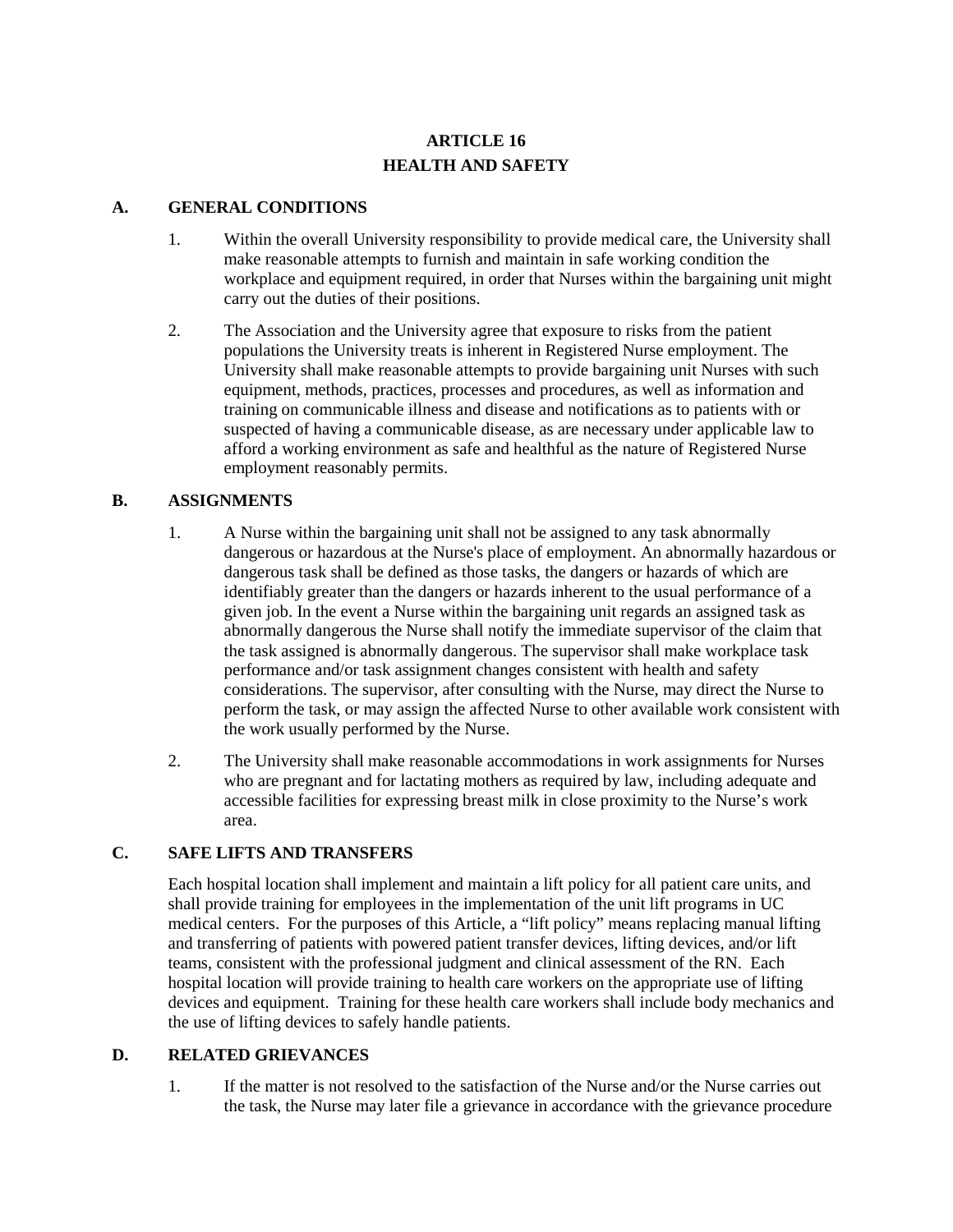# ARTICLE 16
# HEALTH AND SAFETY

## A. GENERAL CONDITIONS

1. Within the overall University responsibility to provide medical care, the University shall make reasonable attempts to furnish and maintain in safe working condition the workplace and equipment required, in order that Nurses within the bargaining unit might carry out the duties of their positions.

2. The Association and the University agree that exposure to risks from the patient populations the University treats is inherent in Registered Nurse employment. The University shall make reasonable attempts to provide bargaining unit Nurses with such equipment, methods, practices, processes and procedures, as well as information and training on communicable illness and disease and notifications as to patients with or suspected of having a communicable disease, as are necessary under applicable law to afford a working environment as safe and healthful as the nature of Registered Nurse employment reasonably permits.

## B. ASSIGNMENTS

1. A Nurse within the bargaining unit shall not be assigned to any task abnormally dangerous or hazardous at the Nurse's place of employment. An abnormally hazardous or dangerous task shall be defined as those tasks, the dangers or hazards of which are identifiably greater than the dangers or hazards inherent to the usual performance of a given job. In the event a Nurse within the bargaining unit regards an assigned task as abnormally dangerous the Nurse shall notify the immediate supervisor of the claim that the task assigned is abnormally dangerous. The supervisor shall make workplace task performance and/or task assignment changes consistent with health and safety considerations. The supervisor, after consulting with the Nurse, may direct the Nurse to perform the task, or may assign the affected Nurse to other available work consistent with the work usually performed by the Nurse.

2. The University shall make reasonable accommodations in work assignments for Nurses who are pregnant and for lactating mothers as required by law, including adequate and accessible facilities for expressing breast milk in close proximity to the Nurse's work area.

## C. SAFE LIFTS AND TRANSFERS

Each hospital location shall implement and maintain a lift policy for all patient care units, and shall provide training for employees in the implementation of the unit lift programs in UC medical centers. For the purposes of this Article, a "lift policy" means replacing manual lifting and transferring of patients with powered patient transfer devices, lifting devices, and/or lift teams, consistent with the professional judgment and clinical assessment of the RN. Each hospital location will provide training to health care workers on the appropriate use of lifting devices and equipment. Training for these health care workers shall include body mechanics and the use of lifting devices to safely handle patients.

## D. RELATED GRIEVANCES

1. If the matter is not resolved to the satisfaction of the Nurse and/or the Nurse carries out the task, the Nurse may later file a grievance in accordance with the grievance procedure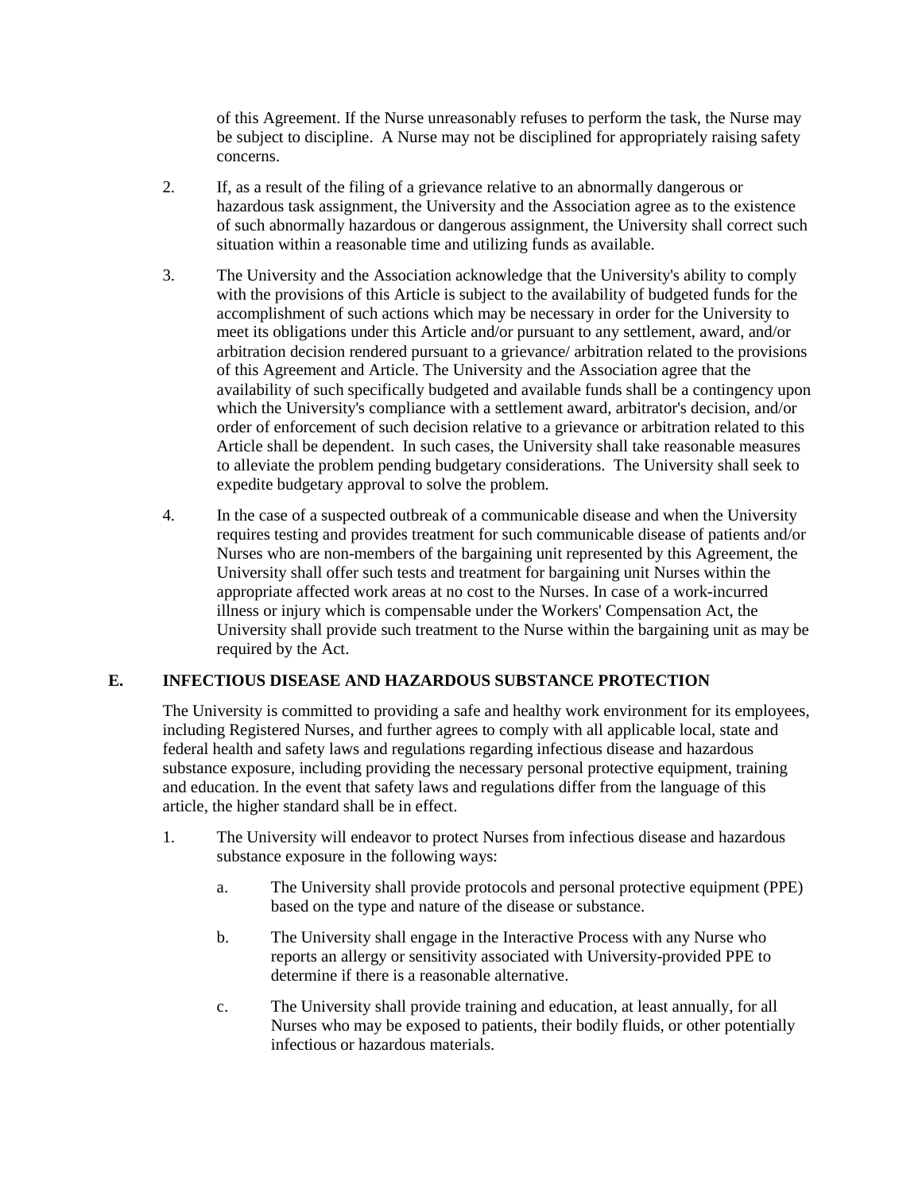of this Agreement. If the Nurse unreasonably refuses to perform the task, the Nurse may be subject to discipline. A Nurse may not be disciplined for appropriately raising safety concerns.

2. If, as a result of the filing of a grievance relative to an abnormally dangerous or hazardous task assignment, the University and the Association agree as to the existence of such abnormally hazardous or dangerous assignment, the University shall correct such situation within a reasonable time and utilizing funds as available.

3. The University and the Association acknowledge that the University's ability to comply with the provisions of this Article is subject to the availability of budgeted funds for the accomplishment of such actions which may be necessary in order for the University to meet its obligations under this Article and/or pursuant to any settlement, award, and/or arbitration decision rendered pursuant to a grievance/ arbitration related to the provisions of this Agreement and Article. The University and the Association agree that the availability of such specifically budgeted and available funds shall be a contingency upon which the University's compliance with a settlement award, arbitrator's decision, and/or order of enforcement of such decision relative to a grievance or arbitration related to this Article shall be dependent. In such cases, the University shall take reasonable measures to alleviate the problem pending budgetary considerations. The University shall seek to expedite budgetary approval to solve the problem.

4. In the case of a suspected outbreak of a communicable disease and when the University requires testing and provides treatment for such communicable disease of patients and/or Nurses who are non-members of the bargaining unit represented by this Agreement, the University shall offer such tests and treatment for bargaining unit Nurses within the appropriate affected work areas at no cost to the Nurses. In case of a work-incurred illness or injury which is compensable under the Workers' Compensation Act, the University shall provide such treatment to the Nurse within the bargaining unit as may be required by the Act.

## E. INFECTIOUS DISEASE AND HAZARDOUS SUBSTANCE PROTECTION

The University is committed to providing a safe and healthy work environment for its employees, including Registered Nurses, and further agrees to comply with all applicable local, state and federal health and safety laws and regulations regarding infectious disease and hazardous substance exposure, including providing the necessary personal protective equipment, training and education. In the event that safety laws and regulations differ from the language of this article, the higher standard shall be in effect.

1. The University will endeavor to protect Nurses from infectious disease and hazardous substance exposure in the following ways:

   a. The University shall provide protocols and personal protective equipment (PPE) based on the type and nature of the disease or substance.

   b. The University shall engage in the Interactive Process with any Nurse who reports an allergy or sensitivity associated with University-provided PPE to determine if there is a reasonable alternative.

   c. The University shall provide training and education, at least annually, for all Nurses who may be exposed to patients, their bodily fluids, or other potentially infectious or hazardous materials.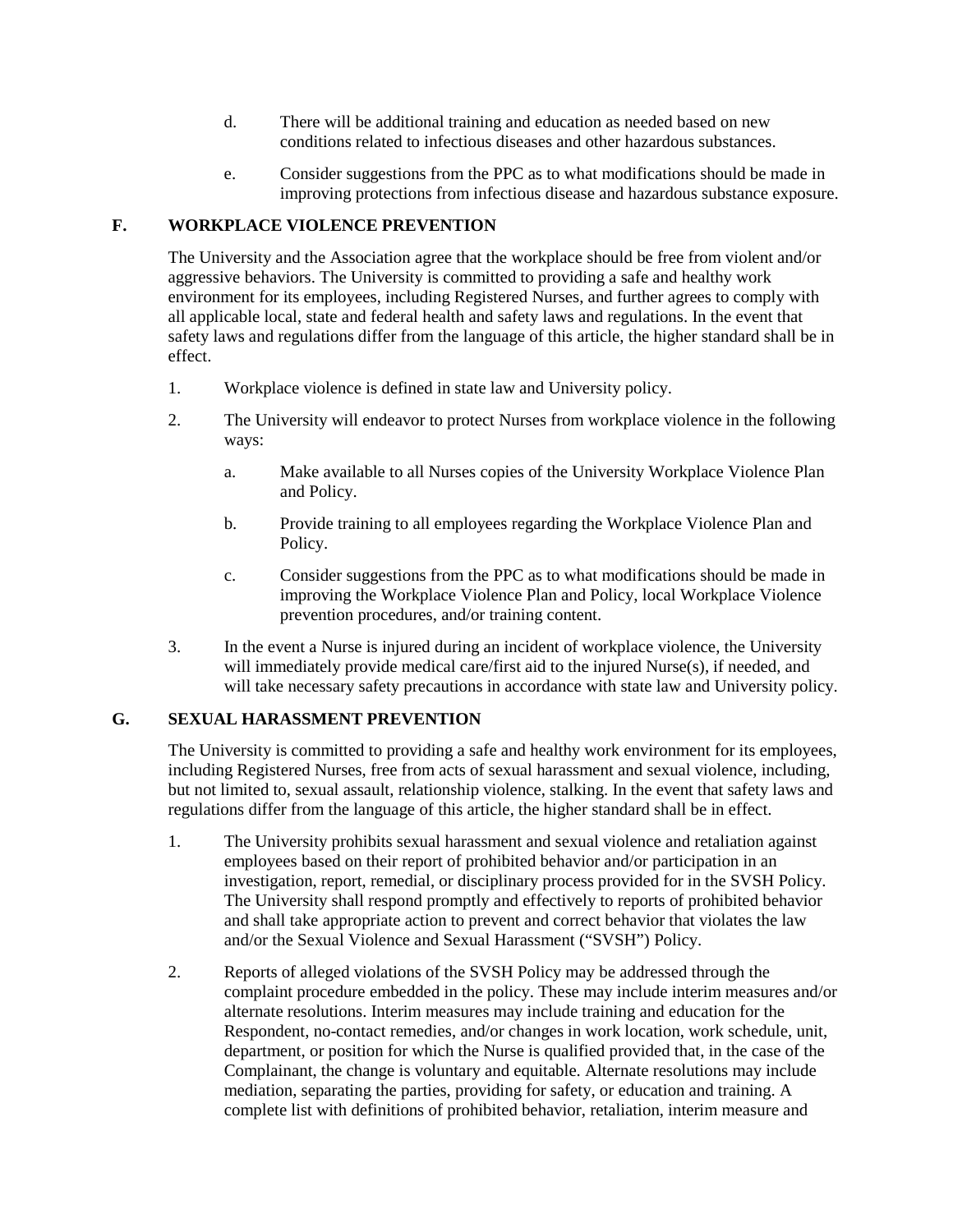d. There will be additional training and education as needed based on new conditions related to infectious diseases and other hazardous substances.

e. Consider suggestions from the PPC as to what modifications should be made in improving protections from infectious disease and hazardous substance exposure.

## F. WORKPLACE VIOLENCE PREVENTION

The University and the Association agree that the workplace should be free from violent and/or aggressive behaviors. The University is committed to providing a safe and healthy work environment for its employees, including Registered Nurses, and further agrees to comply with all applicable local, state and federal health and safety laws and regulations. In the event that safety laws and regulations differ from the language of this article, the higher standard shall be in effect.

1. Workplace violence is defined in state law and University policy.

2. The University will endeavor to protect Nurses from workplace violence in the following ways:

   a. Make available to all Nurses copies of the University Workplace Violence Plan and Policy.

   b. Provide training to all employees regarding the Workplace Violence Plan and Policy.

   c. Consider suggestions from the PPC as to what modifications should be made in improving the Workplace Violence Plan and Policy, local Workplace Violence prevention procedures, and/or training content.

3. In the event a Nurse is injured during an incident of workplace violence, the University will immediately provide medical care/first aid to the injured Nurse(s), if needed, and will take necessary safety precautions in accordance with state law and University policy.

## G. SEXUAL HARASSMENT PREVENTION

The University is committed to providing a safe and healthy work environment for its employees, including Registered Nurses, free from acts of sexual harassment and sexual violence, including, but not limited to, sexual assault, relationship violence, stalking. In the event that safety laws and regulations differ from the language of this article, the higher standard shall be in effect.

1. The University prohibits sexual harassment and sexual violence and retaliation against employees based on their report of prohibited behavior and/or participation in an investigation, report, remedial, or disciplinary process provided for in the SVSH Policy. The University shall respond promptly and effectively to reports of prohibited behavior and shall take appropriate action to prevent and correct behavior that violates the law and/or the Sexual Violence and Sexual Harassment ("SVSH") Policy.

2. Reports of alleged violations of the SVSH Policy may be addressed through the complaint procedure embedded in the policy. These may include interim measures and/or alternate resolutions. Interim measures may include training and education for the Respondent, no-contact remedies, and/or changes in work location, work schedule, unit, department, or position for which the Nurse is qualified provided that, in the case of the Complainant, the change is voluntary and equitable. Alternate resolutions may include mediation, separating the parties, providing for safety, or education and training. A complete list with definitions of prohibited behavior, retaliation, interim measure and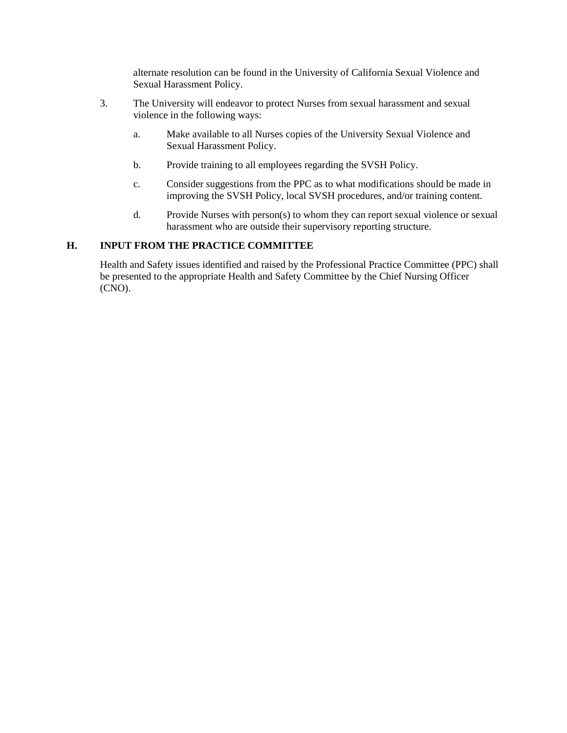alternate resolution can be found in the University of California Sexual Violence and Sexual Harassment Policy.

3. The University will endeavor to protect Nurses from sexual harassment and sexual violence in the following ways:

   a. Make available to all Nurses copies of the University Sexual Violence and Sexual Harassment Policy.

   b. Provide training to all employees regarding the SVSH Policy.

   c. Consider suggestions from the PPC as to what modifications should be made in improving the SVSH Policy, local SVSH procedures, and/or training content.

   d. Provide Nurses with person(s) to whom they can report sexual violence or sexual harassment who are outside their supervisory reporting structure.

## H. INPUT FROM THE PRACTICE COMMITTEE

Health and Safety issues identified and raised by the Professional Practice Committee (PPC) shall be presented to the appropriate Health and Safety Committee by the Chief Nursing Officer (CNO).